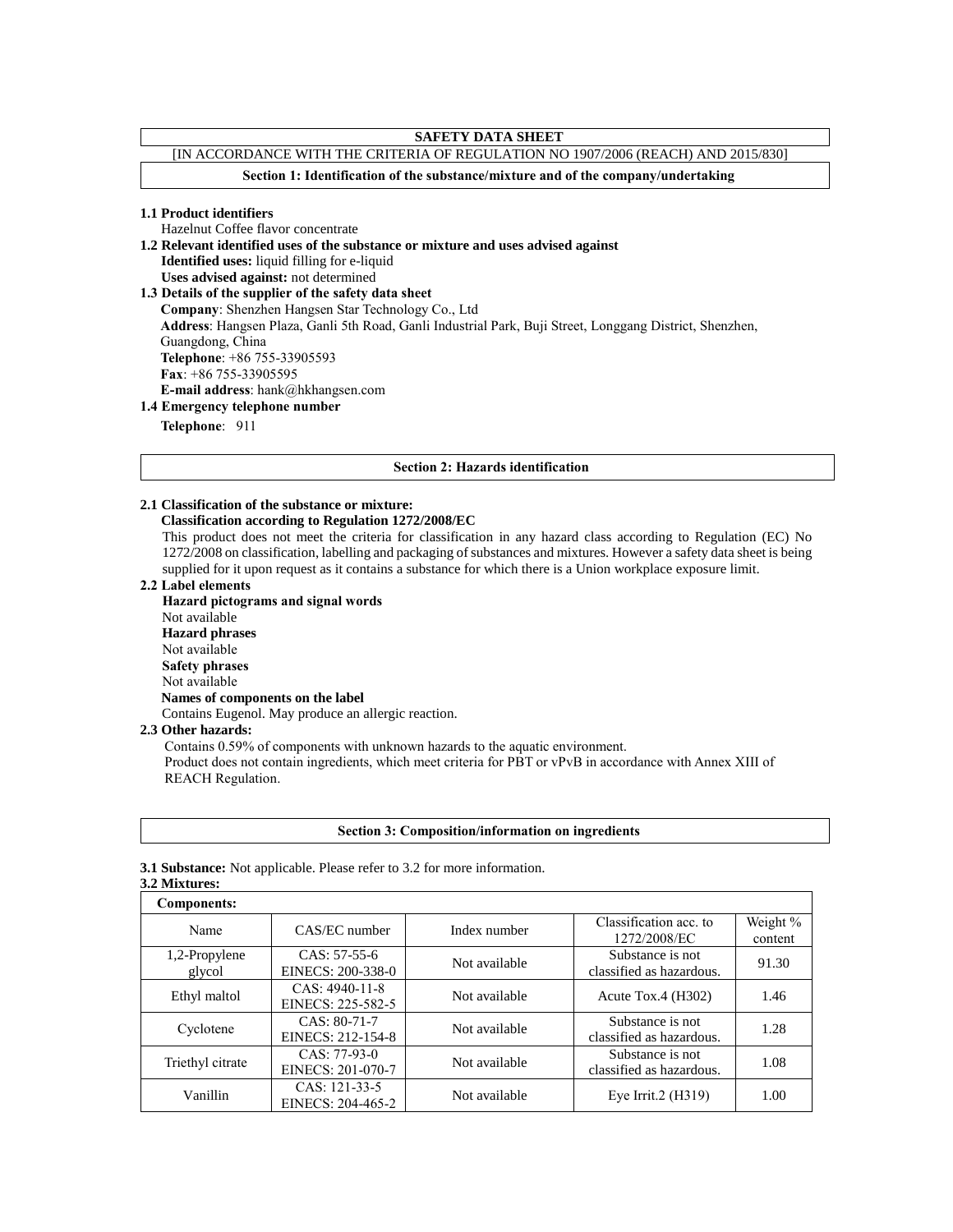# SAFETY DATA SHEET

[IN ACCORDANCE WITH THE CRITERIA OF REGULATION NO 1907/2006 (REACH) AND 2015/830]

## Section 1: Identification of the substance/mixture and of the company/undertaking

**1.1 Product identifiers**

Hazelnut Coffee flavor concentrate

**1.2 Relevant identified uses of the substance or mixture and uses advised against**

**Identified uses:** liquid filling for e-liquid

**Uses advised against:** not determined

**1.3 Details of the supplier of the safety data sheet**

**Company**: Shenzhen Hangsen Star Technology Co., Ltd

**Address**: Hangsen Plaza, Ganli 5th Road, Ganli Industrial Park, Buji Street, Longgang District, Shenzhen, Guangdong, China

**Telephone**: +86 755-33905593

**Fax**: +86 755-33905595

**E-mail address**: hank@hkhangsen.com

**1.4 Emergency telephone number**

**Telephone**: 911

## Section 2: Hazards identification

**2.1 Classification of the substance or mixture:**

**Classification according to Regulation 1272/2008/EC**

This product does not meet the criteria for classification in any hazard class according to Regulation (EC) No 1272/2008 on classification, labelling and packaging of substances and mixtures. However a safety data sheet is being supplied for it upon request as it contains a substance for which there is a Union workplace exposure limit.

**2.2 Label elements**

**Hazard pictograms and signal words**

Not available

**Hazard phrases**

Not available

**Safety phrases**

Not available

**Names of components on the label**

Contains Eugenol. May produce an allergic reaction.

**2.3 Other hazards:**

Contains 0.59% of components with unknown hazards to the aquatic environment.

Product does not contain ingredients, which meet criteria for PBT or vPvB in accordance with Annex XIII of REACH Regulation.

## Section 3: Composition/information on ingredients

**3.1 Substance:** Not applicable. Please refer to 3.2 for more information.

**3.2 Mixtures:**

**Components:**

| Name | CAS/EC number | Index number | Classification acc. to 1272/2008/EC | Weight % content |
|---|---|---|---|---|
| 1,2-Propylene glycol | CAS: 57-55-6 EINECS: 200-338-0 | Not available | Substance is not classified as hazardous. | 91.30 |
| Ethyl maltol | CAS: 4940-11-8 EINECS: 225-582-5 | Not available | Acute Tox.4 (H302) | 1.46 |
| Cyclotene | CAS: 80-71-7 EINECS: 212-154-8 | Not available | Substance is not classified as hazardous. | 1.28 |
| Triethyl citrate | CAS: 77-93-0 EINECS: 201-070-7 | Not available | Substance is not classified as hazardous. | 1.08 |
| Vanillin | CAS: 121-33-5 EINECS: 204-465-2 | Not available | Eye Irrit.2 (H319) | 1.00 |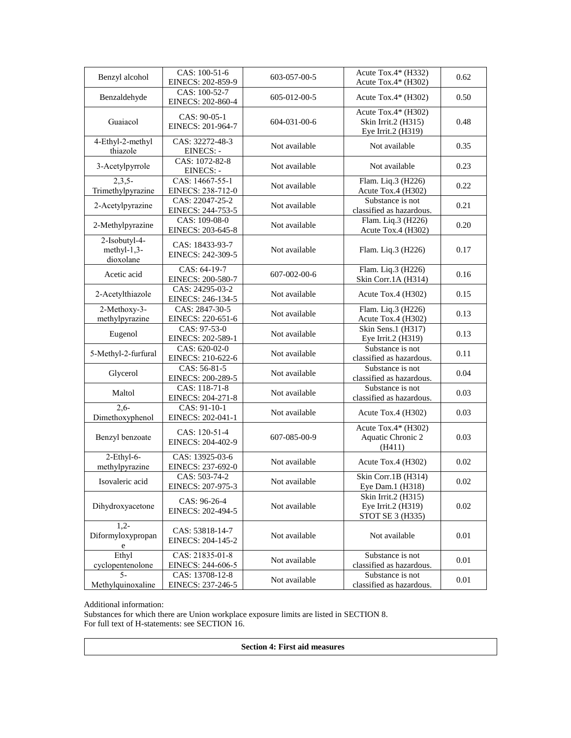| Benzyl alcohol | CAS: 100-51-6<br>EINECS: 202-859-9 | 603-057-00-5 | Acute Tox.4* (H332)<br>Acute Tox.4* (H302) | 0.62 |
|---|---|---|---|---|
| Benzaldehyde | CAS: 100-52-7<br>EINECS: 202-860-4 | 605-012-00-5 | Acute Tox.4* (H302) | 0.50 |
| Guaiacol | CAS: 90-05-1<br>EINECS: 201-964-7 | 604-031-00-6 | Acute Tox.4* (H302)<br>Skin Irrit.2 (H315)<br>Eye Irrit.2 (H319) | 0.48 |
| 4-Ethyl-2-methyl thiazole | CAS: 32272-48-3<br>EINECS: - | Not available | Not available | 0.35 |
| 3-Acetylpyrrole | CAS: 1072-82-8<br>EINECS: - | Not available | Not available | 0.23 |
| 2,3,5-Trimethylpyrazine | CAS: 14667-55-1<br>EINECS: 238-712-0 | Not available | Flam. Liq.3 (H226)<br>Acute Tox.4 (H302) | 0.22 |
| 2-Acetylpyrazine | CAS: 22047-25-2<br>EINECS: 244-753-5 | Not available | Substance is not classified as hazardous. | 0.21 |
| 2-Methylpyrazine | CAS: 109-08-0<br>EINECS: 203-645-8 | Not available | Flam. Liq.3 (H226)<br>Acute Tox.4 (H302) | 0.20 |
| 2-Isobutyl-4-methyl-1,3-dioxolane | CAS: 18433-93-7<br>EINECS: 242-309-5 | Not available | Flam. Liq.3 (H226) | 0.17 |
| Acetic acid | CAS: 64-19-7<br>EINECS: 200-580-7 | 607-002-00-6 | Flam. Liq.3 (H226)<br>Skin Corr.1A (H314) | 0.16 |
| 2-Acetylthiazole | CAS: 24295-03-2<br>EINECS: 246-134-5 | Not available | Acute Tox.4 (H302) | 0.15 |
| 2-Methoxy-3-methylpyrazine | CAS: 2847-30-5<br>EINECS: 220-651-6 | Not available | Flam. Liq.3 (H226)<br>Acute Tox.4 (H302) | 0.13 |
| Eugenol | CAS: 97-53-0<br>EINECS: 202-589-1 | Not available | Skin Sens.1 (H317)<br>Eye Irrit.2 (H319) | 0.13 |
| 5-Methyl-2-furfural | CAS: 620-02-0<br>EINECS: 210-622-6 | Not available | Substance is not classified as hazardous. | 0.11 |
| Glycerol | CAS: 56-81-5<br>EINECS: 200-289-5 | Not available | Substance is not classified as hazardous. | 0.04 |
| Maltol | CAS: 118-71-8<br>EINECS: 204-271-8 | Not available | Substance is not classified as hazardous. | 0.03 |
| 2,6-Dimethoxyphenol | CAS: 91-10-1<br>EINECS: 202-041-1 | Not available | Acute Tox.4 (H302) | 0.03 |
| Benzyl benzoate | CAS: 120-51-4<br>EINECS: 204-402-9 | 607-085-00-9 | Acute Tox.4* (H302)<br>Aquatic Chronic 2 (H411) | 0.03 |
| 2-Ethyl-6-methylpyrazine | CAS: 13925-03-6<br>EINECS: 237-692-0 | Not available | Acute Tox.4 (H302) | 0.02 |
| Isovaleric acid | CAS: 503-74-2<br>EINECS: 207-975-3 | Not available | Skin Corr.1B (H314)<br>Eye Dam.1 (H318) | 0.02 |
| Dihydroxyacetone | CAS: 96-26-4<br>EINECS: 202-494-5 | Not available | Skin Irrit.2 (H315)<br>Eye Irrit.2 (H319)<br>STOT SE 3 (H335) | 0.02 |
| 1,2-Diformyloxypropane | CAS: 53818-14-7<br>EINECS: 204-145-2 | Not available | Not available | 0.01 |
| Ethyl cyclopentenolone | CAS: 21835-01-8<br>EINECS: 244-606-5 | Not available | Substance is not classified as hazardous. | 0.01 |
| 5-Methylquinoxaline | CAS: 13708-12-8<br>EINECS: 237-246-5 | Not available | Substance is not classified as hazardous. | 0.01 |

Additional information:
Substances for which there are Union workplace exposure limits are listed in SECTION 8.
For full text of H-statements: see SECTION 16.

## Section 4: First aid measures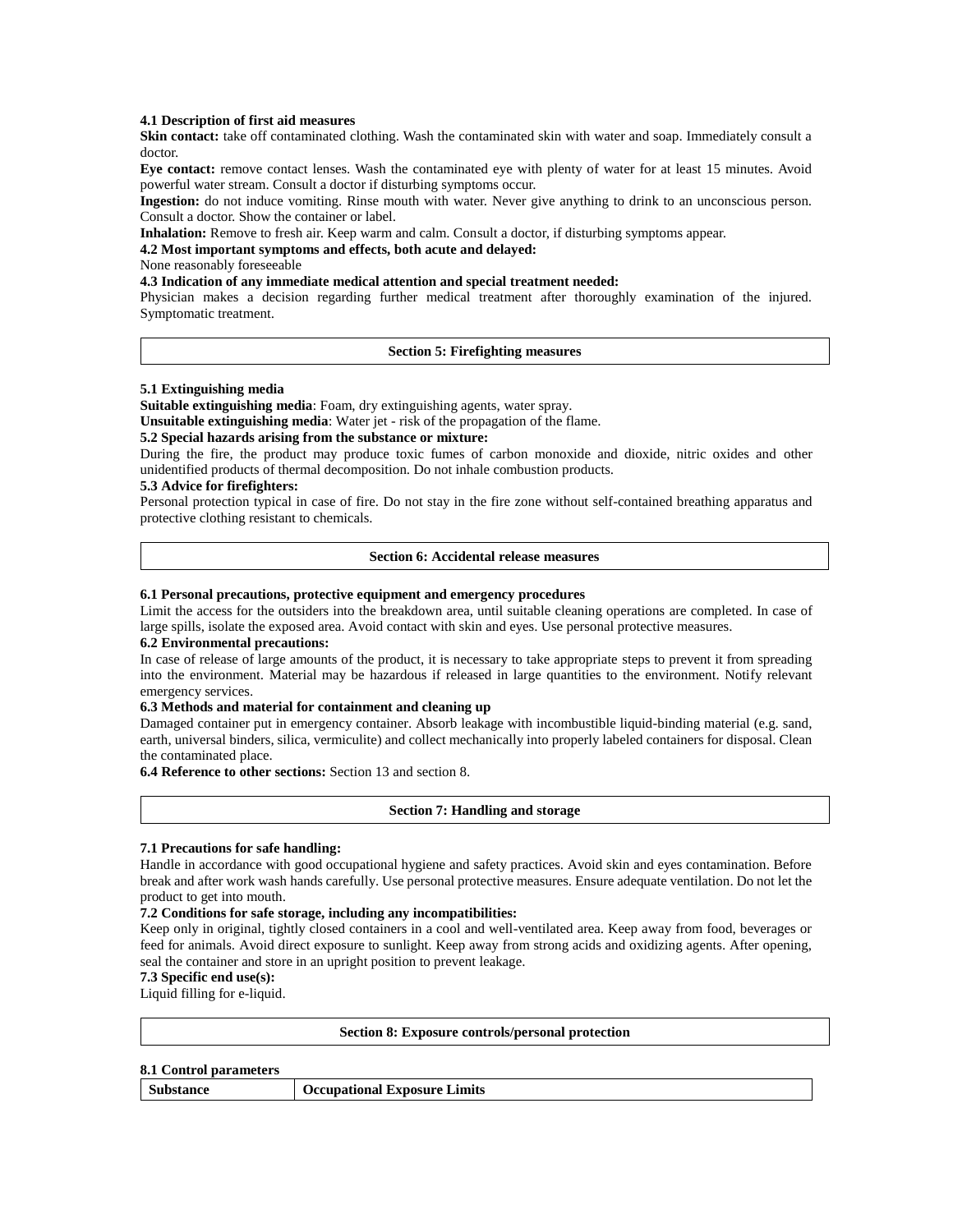**4.1 Description of first aid measures**

**Skin contact:** take off contaminated clothing. Wash the contaminated skin with water and soap. Immediately consult a doctor.

**Eye contact:** remove contact lenses. Wash the contaminated eye with plenty of water for at least 15 minutes. Avoid powerful water stream. Consult a doctor if disturbing symptoms occur.

**Ingestion:** do not induce vomiting. Rinse mouth with water. Never give anything to drink to an unconscious person. Consult a doctor. Show the container or label.

**Inhalation:** Remove to fresh air. Keep warm and calm. Consult a doctor, if disturbing symptoms appear.

**4.2 Most important symptoms and effects, both acute and delayed:**

None reasonably foreseeable

**4.3 Indication of any immediate medical attention and special treatment needed:**

Physician makes a decision regarding further medical treatment after thoroughly examination of the injured. Symptomatic treatment.

## Section 5: Firefighting measures

**5.1 Extinguishing media**

**Suitable extinguishing media**: Foam, dry extinguishing agents, water spray.

**Unsuitable extinguishing media**: Water jet - risk of the propagation of the flame.

**5.2 Special hazards arising from the substance or mixture:**

During the fire, the product may produce toxic fumes of carbon monoxide and dioxide, nitric oxides and other unidentified products of thermal decomposition. Do not inhale combustion products.

**5.3 Advice for firefighters:**

Personal protection typical in case of fire. Do not stay in the fire zone without self-contained breathing apparatus and protective clothing resistant to chemicals.

## Section 6: Accidental release measures

**6.1 Personal precautions, protective equipment and emergency procedures**

Limit the access for the outsiders into the breakdown area, until suitable cleaning operations are completed. In case of large spills, isolate the exposed area. Avoid contact with skin and eyes. Use personal protective measures.

**6.2 Environmental precautions:**

In case of release of large amounts of the product, it is necessary to take appropriate steps to prevent it from spreading into the environment. Material may be hazardous if released in large quantities to the environment. Notify relevant emergency services.

**6.3 Methods and material for containment and cleaning up**

Damaged container put in emergency container. Absorb leakage with incombustible liquid-binding material (e.g. sand, earth, universal binders, silica, vermiculite) and collect mechanically into properly labeled containers for disposal. Clean the contaminated place.

**6.4 Reference to other sections:** Section 13 and section 8.

## Section 7: Handling and storage

**7.1 Precautions for safe handling:**

Handle in accordance with good occupational hygiene and safety practices. Avoid skin and eyes contamination. Before break and after work wash hands carefully. Use personal protective measures. Ensure adequate ventilation. Do not let the product to get into mouth.

**7.2 Conditions for safe storage, including any incompatibilities:**

Keep only in original, tightly closed containers in a cool and well-ventilated area. Keep away from food, beverages or feed for animals. Avoid direct exposure to sunlight. Keep away from strong acids and oxidizing agents. After opening, seal the container and store in an upright position to prevent leakage.

**7.3 Specific end use(s):**

Liquid filling for e-liquid.

## Section 8: Exposure controls/personal protection

**8.1 Control parameters**

| Substance | Occupational Exposure Limits |
|---|---|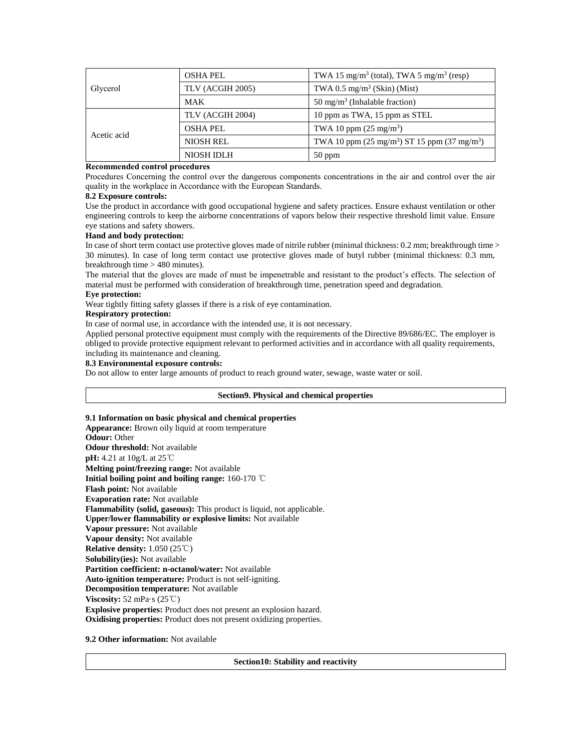| | | |
|---|---|---|
| Glycerol | OSHA PEL | TWA 15 mg/m$^3$ (total), TWA 5 mg/m$^3$ (resp) |
| | TLV (ACGIH 2005) | TWA 0.5 mg/m$^3$ (Skin) (Mist) |
| | MAK | 50 mg/m$^3$ (Inhalable fraction) |
| Acetic acid | TLV (ACGIH 2004) | 10 ppm as TWA, 15 ppm as STEL |
| | OSHA PEL | TWA 10 ppm (25 mg/m$^3$) |
| | NIOSH REL | TWA 10 ppm (25 mg/m$^3$) ST 15 ppm (37 mg/m$^3$) |
| | NIOSH IDLH | 50 ppm |

**Recommended control procedures**

Procedures Concerning the control over the dangerous components concentrations in the air and control over the air quality in the workplace in Accordance with the European Standards.

**8.2 Exposure controls:**

Use the product in accordance with good occupational hygiene and safety practices. Ensure exhaust ventilation or other engineering controls to keep the airborne concentrations of vapors below their respective threshold limit value. Ensure eye stations and safety showers.

**Hand and body protection:**

In case of short term contact use protective gloves made of nitrile rubber (minimal thickness: 0.2 mm; breakthrough time > 30 minutes). In case of long term contact use protective gloves made of butyl rubber (minimal thickness: 0.3 mm, breakthrough time > 480 minutes).

The material that the gloves are made of must be impenetrable and resistant to the product's effects. The selection of material must be performed with consideration of breakthrough time, penetration speed and degradation.

**Eye protection:**

Wear tightly fitting safety glasses if there is a risk of eye contamination.

**Respiratory protection:**

In case of normal use, in accordance with the intended use, it is not necessary.

Applied personal protective equipment must comply with the requirements of the Directive 89/686/EC. The employer is obliged to provide protective equipment relevant to performed activities and in accordance with all quality requirements, including its maintenance and cleaning.

**8.3 Environmental exposure controls:**

Do not allow to enter large amounts of product to reach ground water, sewage, waste water or soil.

## Section9. Physical and chemical properties

**9.1 Information on basic physical and chemical properties**

**Appearance:** Brown oily liquid at room temperature
**Odour:** Other
**Odour threshold:** Not available
**pH:** 4.21 at 10g/L at 25℃
**Melting point/freezing range:** Not available
**Initial boiling point and boiling range:** 160-170 ℃
**Flash point:** Not available
**Evaporation rate:** Not available
**Flammability (solid, gaseous):** This product is liquid, not applicable.
**Upper/lower flammability or explosive limits:** Not available
**Vapour pressure:** Not available
**Vapour density:** Not available
**Relative density:** 1.050 (25℃)
**Solubility(ies):** Not available
**Partition coefficient: n-octanol/water:** Not available
**Auto-ignition temperature:** Product is not self-igniting.
**Decomposition temperature:** Not available
**Viscosity:** 52 mPa·s (25℃)
**Explosive properties:** Product does not present an explosion hazard.
**Oxidising properties:** Product does not present oxidizing properties.

**9.2 Other information:** Not available

## Section10: Stability and reactivity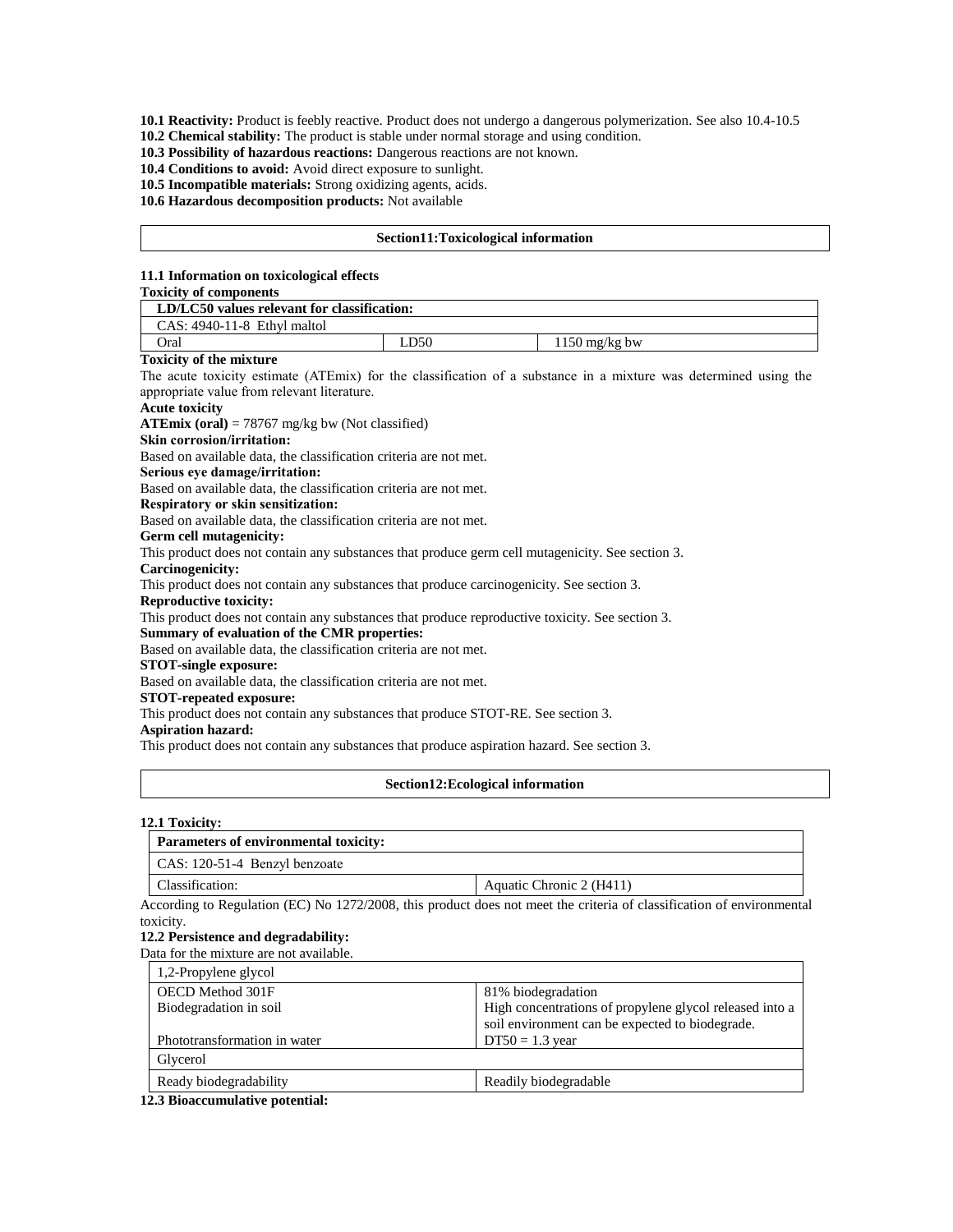**10.1 Reactivity:** Product is feebly reactive. Product does not undergo a dangerous polymerization. See also 10.4-10.5

**10.2 Chemical stability:** The product is stable under normal storage and using condition.

**10.3 Possibility of hazardous reactions:** Dangerous reactions are not known.

**10.4 Conditions to avoid:** Avoid direct exposure to sunlight.

**10.5 Incompatible materials:** Strong oxidizing agents, acids.

**10.6 Hazardous decomposition products:** Not available

## Section11:Toxicological information

**11.1 Information on toxicological effects**

**Toxicity of components**

| **LD/LC50 values relevant for classification:** | | |
|---|---|---|
| CAS: 4940-11-8 Ethyl maltol | | |
| Oral | LD50 | 1150 mg/kg bw |

**Toxicity of the mixture**

The acute toxicity estimate (ATEmix) for the classification of a substance in a mixture was determined using the appropriate value from relevant literature.

**Acute toxicity**

**ATEmix (oral)** = 78767 mg/kg bw (Not classified)

**Skin corrosion/irritation:**

Based on available data, the classification criteria are not met.

**Serious eye damage/irritation:**

Based on available data, the classification criteria are not met.

**Respiratory or skin sensitization:**

Based on available data, the classification criteria are not met.

**Germ cell mutagenicity:**

This product does not contain any substances that produce germ cell mutagenicity. See section 3.

**Carcinogenicity:**

This product does not contain any substances that produce carcinogenicity. See section 3.

**Reproductive toxicity:**

This product does not contain any substances that produce reproductive toxicity. See section 3.

**Summary of evaluation of the CMR properties:**

Based on available data, the classification criteria are not met.

**STOT-single exposure:**

Based on available data, the classification criteria are not met.

**STOT-repeated exposure:**

This product does not contain any substances that produce STOT-RE. See section 3.

**Aspiration hazard:**

This product does not contain any substances that produce aspiration hazard. See section 3.

## Section12:Ecological information

**12.1 Toxicity:**

| **Parameters of environmental toxicity:** | |
|---|---|
| CAS: 120-51-4 Benzyl benzoate | |
| Classification: | Aquatic Chronic 2 (H411) |

According to Regulation (EC) No 1272/2008, this product does not meet the criteria of classification of environmental toxicity.

**12.2 Persistence and degradability:**

Data for the mixture are not available.

| 1,2-Propylene glycol | |
|---|---|
| OECD Method 301F | 81% biodegradation |
| Biodegradation in soil | High concentrations of propylene glycol released into a soil environment can be expected to biodegrade. |
| Phototransformation in water | DT50 = 1.3 year |
| Glycerol | |
| Ready biodegradability | Readily biodegradable |

**12.3 Bioaccumulative potential:**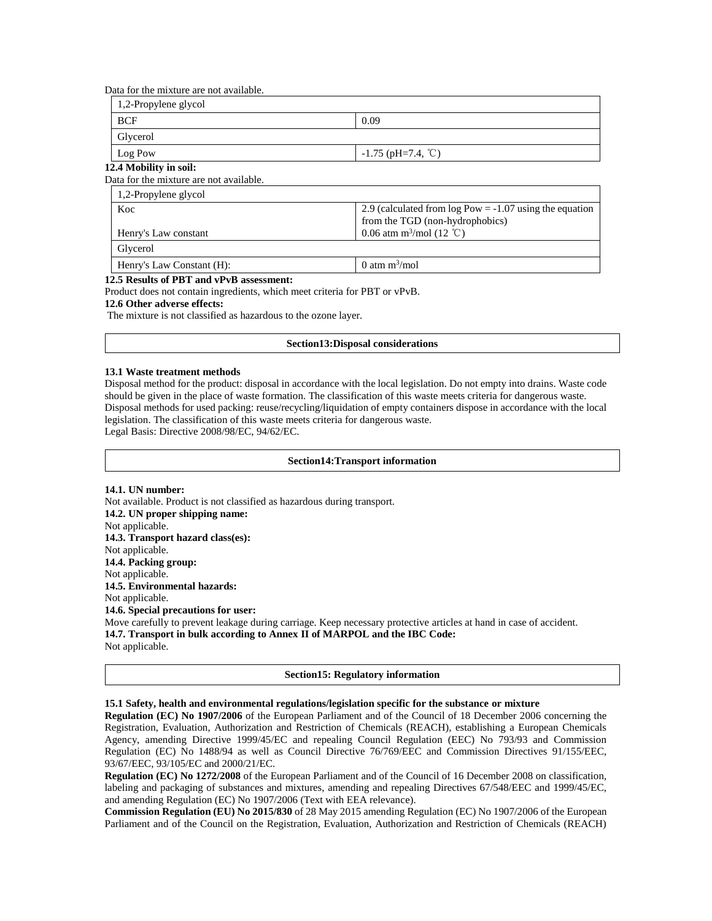Data for the mixture are not available.

| 1,2-Propylene glycol | |
|---|---|
| BCF | 0.09 |
| Glycerol | |
| Log Pow | -1.75 (pH=7.4, ℃) |

**12.4 Mobility in soil:**

Data for the mixture are not available.

| 1,2-Propylene glycol | |
|---|---|
| Koc | 2.9 (calculated from log Pow = -1.07 using the equation from the TGD (non-hydrophobics) |
| Henry's Law constant | 0.06 atm $m^3$/mol (12 ℃) |
| Glycerol | |
| Henry's Law Constant (H): | 0 atm $m^3$/mol |

**12.5 Results of PBT and vPvB assessment:**

Product does not contain ingredients, which meet criteria for PBT or vPvB.

**12.6 Other adverse effects:**

The mixture is not classified as hazardous to the ozone layer.

## Section13:Disposal considerations

**13.1 Waste treatment methods**

Disposal method for the product: disposal in accordance with the local legislation. Do not empty into drains. Waste code should be given in the place of waste formation. The classification of this waste meets criteria for dangerous waste.

Disposal methods for used packing: reuse/recycling/liquidation of empty containers dispose in accordance with the local legislation. The classification of this waste meets criteria for dangerous waste.

Legal Basis: Directive 2008/98/EC, 94/62/EC.

## Section14:Transport information

**14.1. UN number:**

Not available. Product is not classified as hazardous during transport.

**14.2. UN proper shipping name:**

Not applicable.

**14.3. Transport hazard class(es):**

Not applicable.

**14.4. Packing group:**

Not applicable.

**14.5. Environmental hazards:**

Not applicable.

**14.6. Special precautions for user:**

Move carefully to prevent leakage during carriage. Keep necessary protective articles at hand in case of accident.

**14.7. Transport in bulk according to Annex II of MARPOL and the IBC Code:**

Not applicable.

## Section15: Regulatory information

**15.1 Safety, health and environmental regulations/legislation specific for the substance or mixture**

**Regulation (EC) No 1907/2006** of the European Parliament and of the Council of 18 December 2006 concerning the Registration, Evaluation, Authorization and Restriction of Chemicals (REACH), establishing a European Chemicals Agency, amending Directive 1999/45/EC and repealing Council Regulation (EEC) No 793/93 and Commission Regulation (EC) No 1488/94 as well as Council Directive 76/769/EEC and Commission Directives 91/155/EEC, 93/67/EEC, 93/105/EC and 2000/21/EC.

**Regulation (EC) No 1272/2008** of the European Parliament and of the Council of 16 December 2008 on classification, labeling and packaging of substances and mixtures, amending and repealing Directives 67/548/EEC and 1999/45/EC, and amending Regulation (EC) No 1907/2006 (Text with EEA relevance).

**Commission Regulation (EU) No 2015/830** of 28 May 2015 amending Regulation (EC) No 1907/2006 of the European Parliament and of the Council on the Registration, Evaluation, Authorization and Restriction of Chemicals (REACH)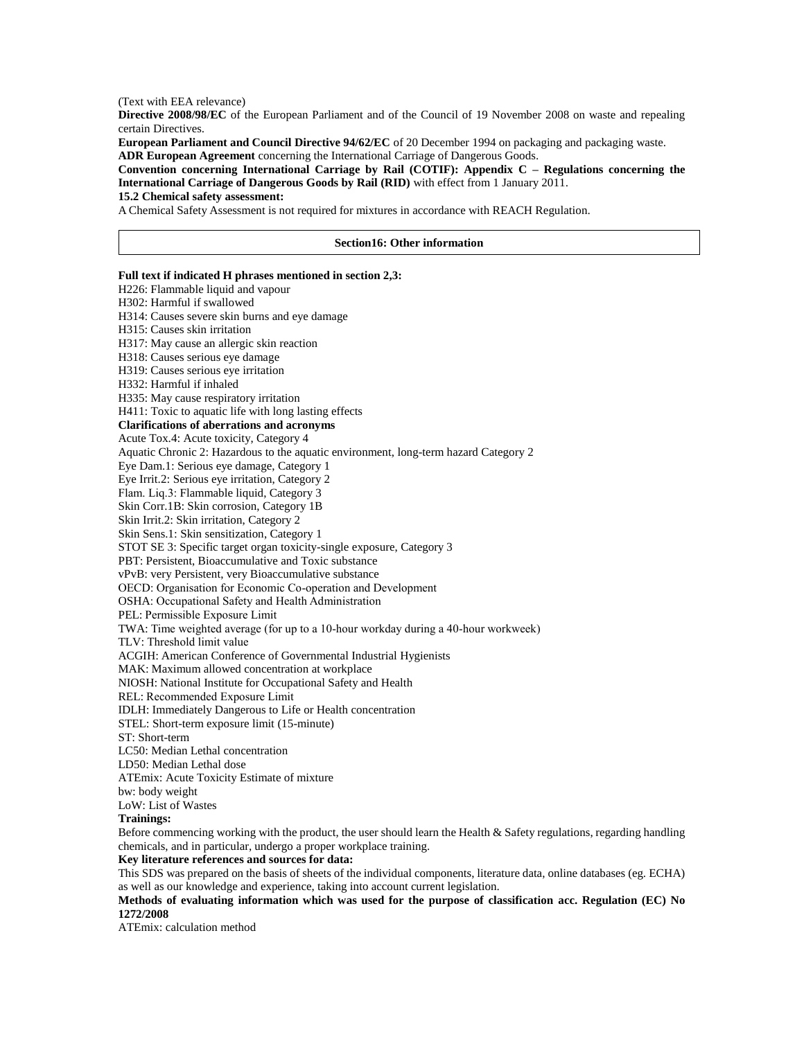(Text with EEA relevance)

**Directive 2008/98/EC** of the European Parliament and of the Council of 19 November 2008 on waste and repealing certain Directives.

**European Parliament and Council Directive 94/62/EC** of 20 December 1994 on packaging and packaging waste.

**ADR European Agreement** concerning the International Carriage of Dangerous Goods.

**Convention concerning International Carriage by Rail (COTIF): Appendix C – Regulations concerning the International Carriage of Dangerous Goods by Rail (RID)** with effect from 1 January 2011.

**15.2 Chemical safety assessment:**

A Chemical Safety Assessment is not required for mixtures in accordance with REACH Regulation.

## Section16: Other information

**Full text if indicated H phrases mentioned in section 2,3:**

H226: Flammable liquid and vapour
H302: Harmful if swallowed
H314: Causes severe skin burns and eye damage
H315: Causes skin irritation
H317: May cause an allergic skin reaction
H318: Causes serious eye damage
H319: Causes serious eye irritation
H332: Harmful if inhaled
H335: May cause respiratory irritation
H411: Toxic to aquatic life with long lasting effects

**Clarifications of aberrations and acronyms**

Acute Tox.4: Acute toxicity, Category 4
Aquatic Chronic 2: Hazardous to the aquatic environment, long-term hazard Category 2
Eye Dam.1: Serious eye damage, Category 1
Eye Irrit.2: Serious eye irritation, Category 2
Flam. Liq.3: Flammable liquid, Category 3
Skin Corr.1B: Skin corrosion, Category 1B
Skin Irrit.2: Skin irritation, Category 2
Skin Sens.1: Skin sensitization, Category 1
STOT SE 3: Specific target organ toxicity-single exposure, Category 3
PBT: Persistent, Bioaccumulative and Toxic substance
vPvB: very Persistent, very Bioaccumulative substance
OECD: Organisation for Economic Co-operation and Development
OSHA: Occupational Safety and Health Administration
PEL: Permissible Exposure Limit
TWA: Time weighted average (for up to a 10-hour workday during a 40-hour workweek)
TLV: Threshold limit value
ACGIH: American Conference of Governmental Industrial Hygienists
MAK: Maximum allowed concentration at workplace
NIOSH: National Institute for Occupational Safety and Health
REL: Recommended Exposure Limit
IDLH: Immediately Dangerous to Life or Health concentration
STEL: Short-term exposure limit (15-minute)
ST: Short-term
LC50: Median Lethal concentration
LD50: Median Lethal dose
ATEmix: Acute Toxicity Estimate of mixture
bw: body weight
LoW: List of Wastes

**Trainings:**

Before commencing working with the product, the user should learn the Health & Safety regulations, regarding handling chemicals, and in particular, undergo a proper workplace training.

**Key literature references and sources for data:**

This SDS was prepared on the basis of sheets of the individual components, literature data, online databases (eg. ECHA) as well as our knowledge and experience, taking into account current legislation.

**Methods of evaluating information which was used for the purpose of classification acc. Regulation (EC) No 1272/2008**

ATEmix: calculation method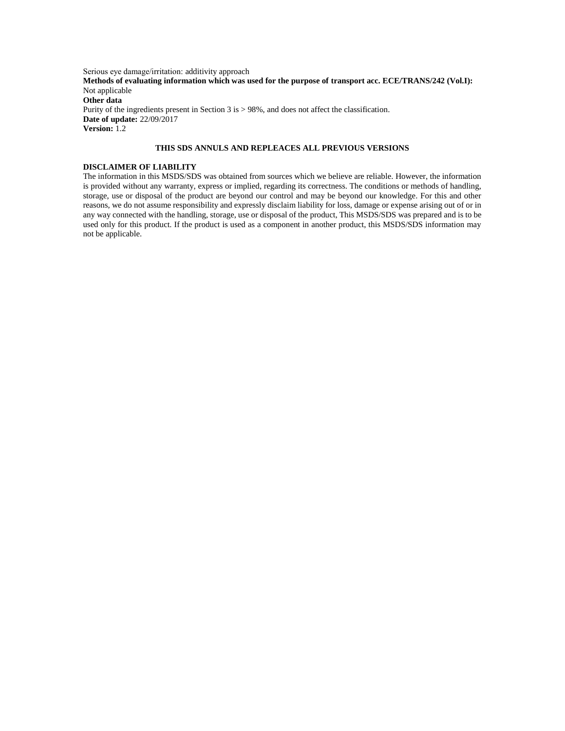Serious eye damage/irritation: additivity approach

**Methods of evaluating information which was used for the purpose of transport acc. ECE/TRANS/242 (Vol.I):**

Not applicable

**Other data**

Purity of the ingredients present in Section 3 is > 98%, and does not affect the classification.

**Date of update:** 22/09/2017

**Version:** 1.2

**THIS SDS ANNULS AND REPLEACES ALL PREVIOUS VERSIONS**

**DISCLAIMER OF LIABILITY**

The information in this MSDS/SDS was obtained from sources which we believe are reliable. However, the information is provided without any warranty, express or implied, regarding its correctness. The conditions or methods of handling, storage, use or disposal of the product are beyond our control and may be beyond our knowledge. For this and other reasons, we do not assume responsibility and expressly disclaim liability for loss, damage or expense arising out of or in any way connected with the handling, storage, use or disposal of the product, This MSDS/SDS was prepared and is to be used only for this product. If the product is used as a component in another product, this MSDS/SDS information may not be applicable.